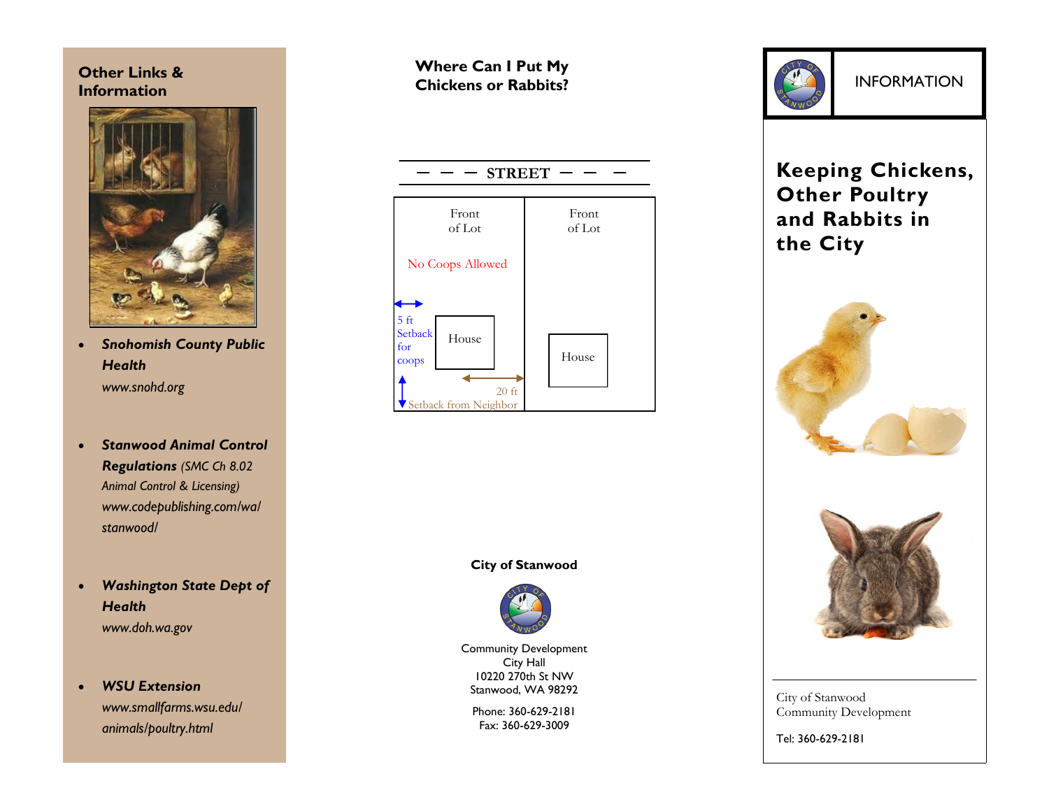## Other Links & Information

- ***Snohomish County Public Health***
  *www.snohd.org*

- ***Stanwood Animal Control Regulations*** *(SMC Ch 8.02 Animal Control & Licensing)*
  *www.codepublishing.com/wa/stanwood/*

- ***Washington State Dept of Health***
  *www.doh.wa.gov*

- ***WSU Extension***
  *www.smallfarms.wsu.edu/animals/poultry.html*

## Where Can I Put My Chickens or Rabbits?

STREET

Front of Lot

No Coops Allowed

5 ft Setback for coops

House

20 ft Setback from Neighbor

Front of Lot

House

**City of Stanwood**

Community Development
City Hall
10220 270th St NW
Stanwood, WA 98292

Phone: 360-629-2181
Fax: 360-629-3009

INFORMATION

# Keeping Chickens, Other Poultry and Rabbits in the City

City of Stanwood
Community Development

Tel: 360-629-2181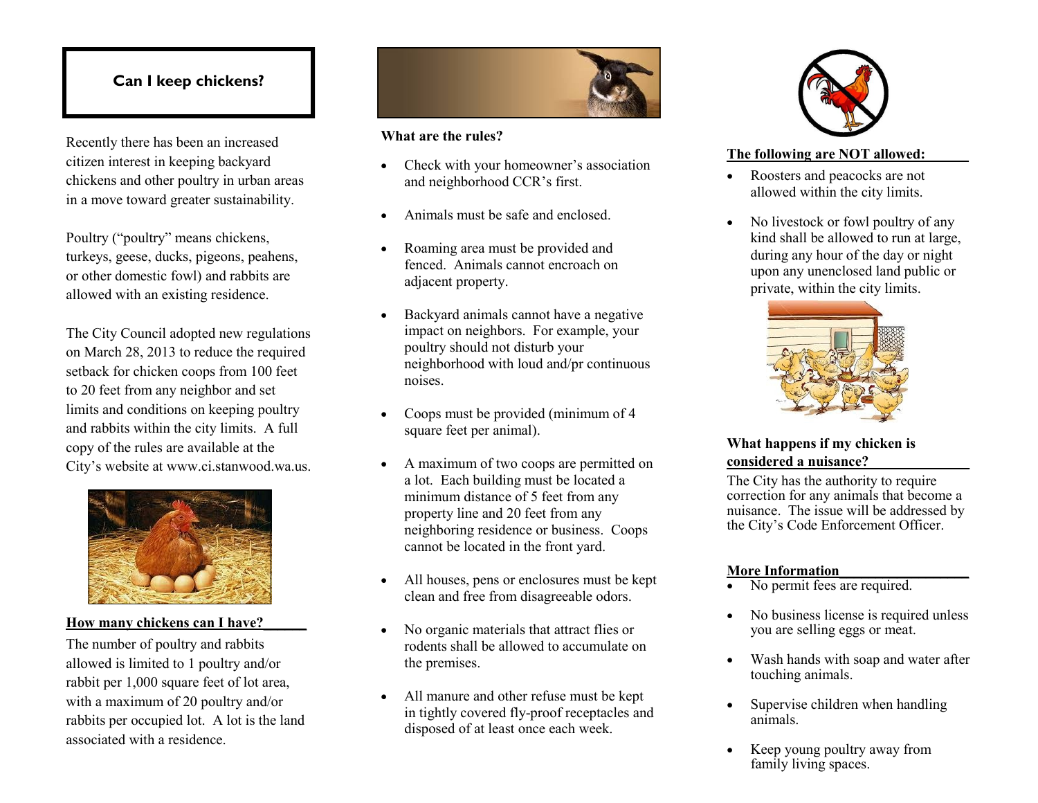## Can I keep chickens?

Recently there has been an increased citizen interest in keeping backyard chickens and other poultry in urban areas in a move toward greater sustainability.

Poultry ("poultry" means chickens, turkeys, geese, ducks, pigeons, peahens, or other domestic fowl) and rabbits are allowed with an existing residence.

The City Council adopted new regulations on March 28, 2013 to reduce the required setback for chicken coops from 100 feet to 20 feet from any neighbor and set limits and conditions on keeping poultry and rabbits within the city limits. A full copy of the rules are available at the City's website at www.ci.stanwood.wa.us.

**How many chickens can I have?**

The number of poultry and rabbits allowed is limited to 1 poultry and/or rabbit per 1,000 square feet of lot area, with a maximum of 20 poultry and/or rabbits per occupied lot. A lot is the land associated with a residence.

**What are the rules?**

- Check with your homeowner's association and neighborhood CCR's first.
- Animals must be safe and enclosed.
- Roaming area must be provided and fenced. Animals cannot encroach on adjacent property.
- Backyard animals cannot have a negative impact on neighbors. For example, your poultry should not disturb your neighborhood with loud and/pr continuous noises.
- Coops must be provided (minimum of 4 square feet per animal).
- A maximum of two coops are permitted on a lot. Each building must be located a minimum distance of 5 feet from any property line and 20 feet from any neighboring residence or business. Coops cannot be located in the front yard.
- All houses, pens or enclosures must be kept clean and free from disagreeable odors.
- No organic materials that attract flies or rodents shall be allowed to accumulate on the premises.
- All manure and other refuse must be kept in tightly covered fly-proof receptacles and disposed of at least once each week.

**The following are NOT allowed:**

- Roosters and peacocks are not allowed within the city limits.
- No livestock or fowl poultry of any kind shall be allowed to run at large, during any hour of the day or night upon any unenclosed land public or private, within the city limits.

**What happens if my chicken is considered a nuisance?**

The City has the authority to require correction for any animals that become a nuisance. The issue will be addressed by the City's Code Enforcement Officer.

**More Information**

- No permit fees are required.
- No business license is required unless you are selling eggs or meat.
- Wash hands with soap and water after touching animals.
- Supervise children when handling animals.
- Keep young poultry away from family living spaces.